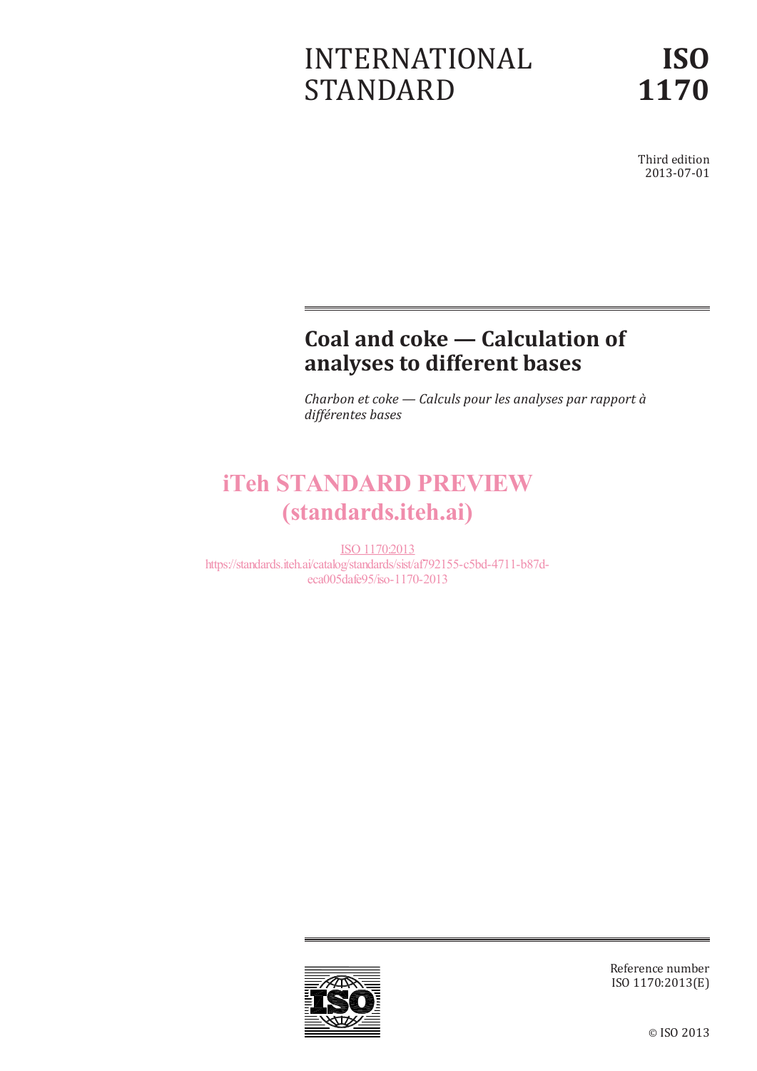INTERNATIONAL STANDARD

**ISO 1170**

Third edition
2013-07-01

# Coal and coke — Calculation of analyses to different bases

*Charbon et coke — Calculs pour les analyses par rapport à différentes bases*

iTeh STANDARD PREVIEW
(standards.iteh.ai)

ISO 1170:2013
https://standards.iteh.ai/catalog/standards/sist/af792155-c5bd-4711-b87d-eca005dafe95/iso-1170-2013

Reference number
ISO 1170:2013(E)

© ISO 2013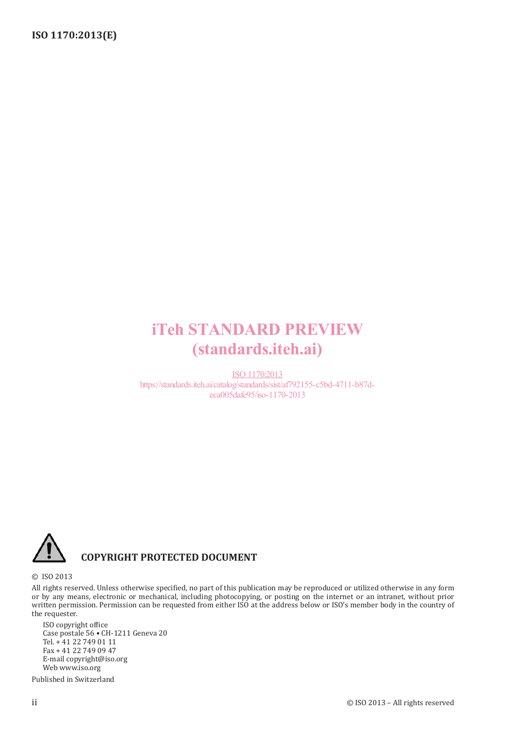iTeh STANDARD PREVIEW
(standards.iteh.ai)

ISO 1170:2013
https://standards.iteh.ai/catalog/standards/sist/af792155-c5bd-4711-b87d-eca005dafe95/iso-1170-2013

**COPYRIGHT PROTECTED DOCUMENT**

© ISO 2013

All rights reserved. Unless otherwise specified, no part of this publication may be reproduced or utilized otherwise in any form or by any means, electronic or mechanical, including photocopying, or posting on the internet or an intranet, without prior written permission. Permission can be requested from either ISO at the address below or ISO's member body in the country of the requester.

ISO copyright office
Case postale 56 • CH-1211 Geneva 20
Tel. + 41 22 749 01 11
Fax + 41 22 749 09 47
E-mail copyright@iso.org
Web www.iso.org

Published in Switzerland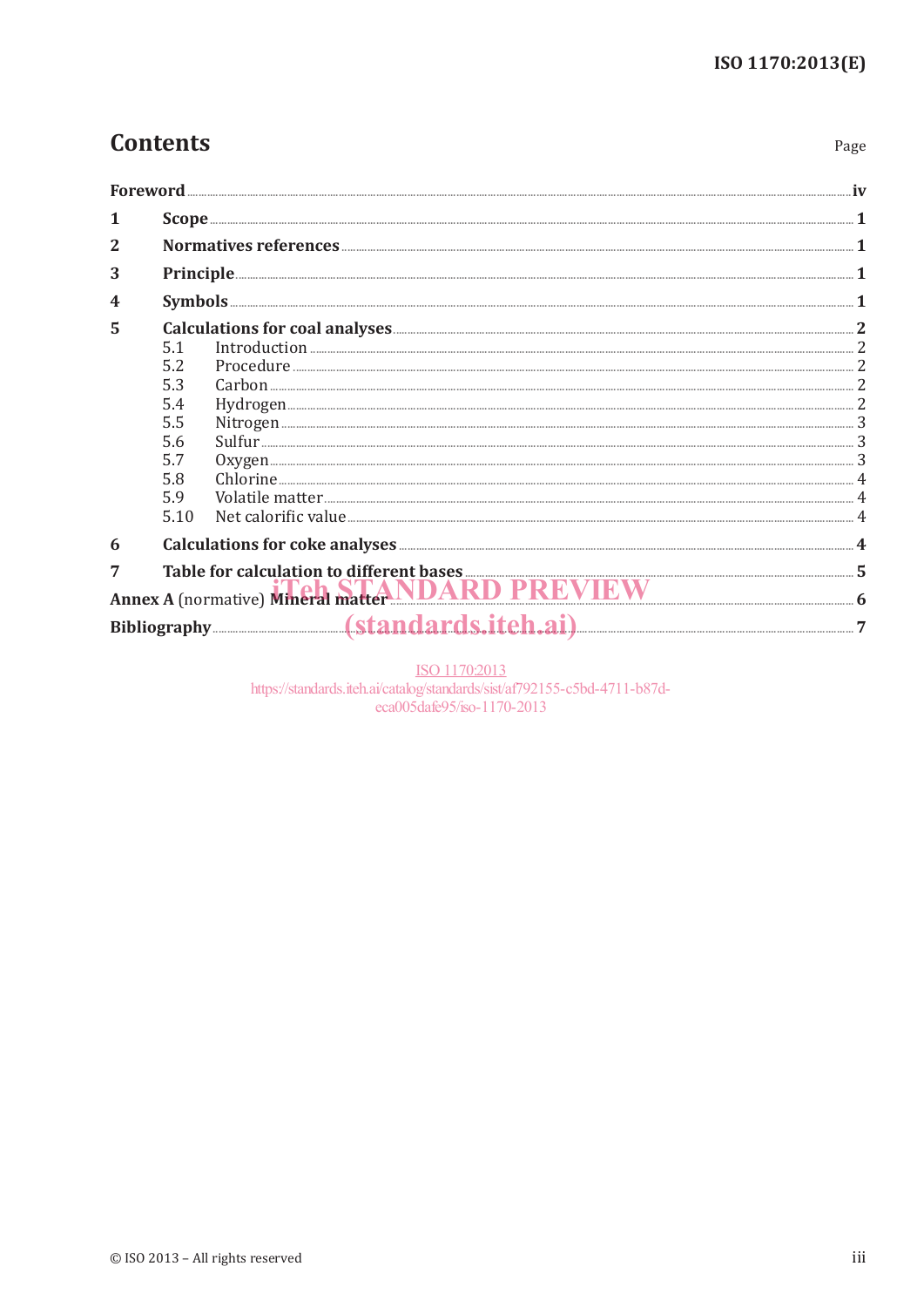# Contents

Page

Foreword ... iv

1 Scope ... 1

2 Normatives references ... 1

3 Principle ... 1

4 Symbols ... 1

5 Calculations for coal analyses ... 2
- 5.1 Introduction ... 2
- 5.2 Procedure ... 2
- 5.3 Carbon ... 2
- 5.4 Hydrogen ... 2
- 5.5 Nitrogen ... 3
- 5.6 Sulfur ... 3
- 5.7 Oxygen ... 3
- 5.8 Chlorine ... 4
- 5.9 Volatile matter ... 4
- 5.10 Net calorific value ... 4

6 Calculations for coke analyses ... 4

7 Table for calculation to different bases ... 5

Annex A (normative) Mineral matter ... 6

Bibliography ... 7

iTeh STANDARD PREVIEW
(standards.iteh.ai)

ISO 1170:2013
https://standards.iteh.ai/catalog/standards/sist/af792155-c5bd-4711-b87d-eca005dafe95/iso-1170-2013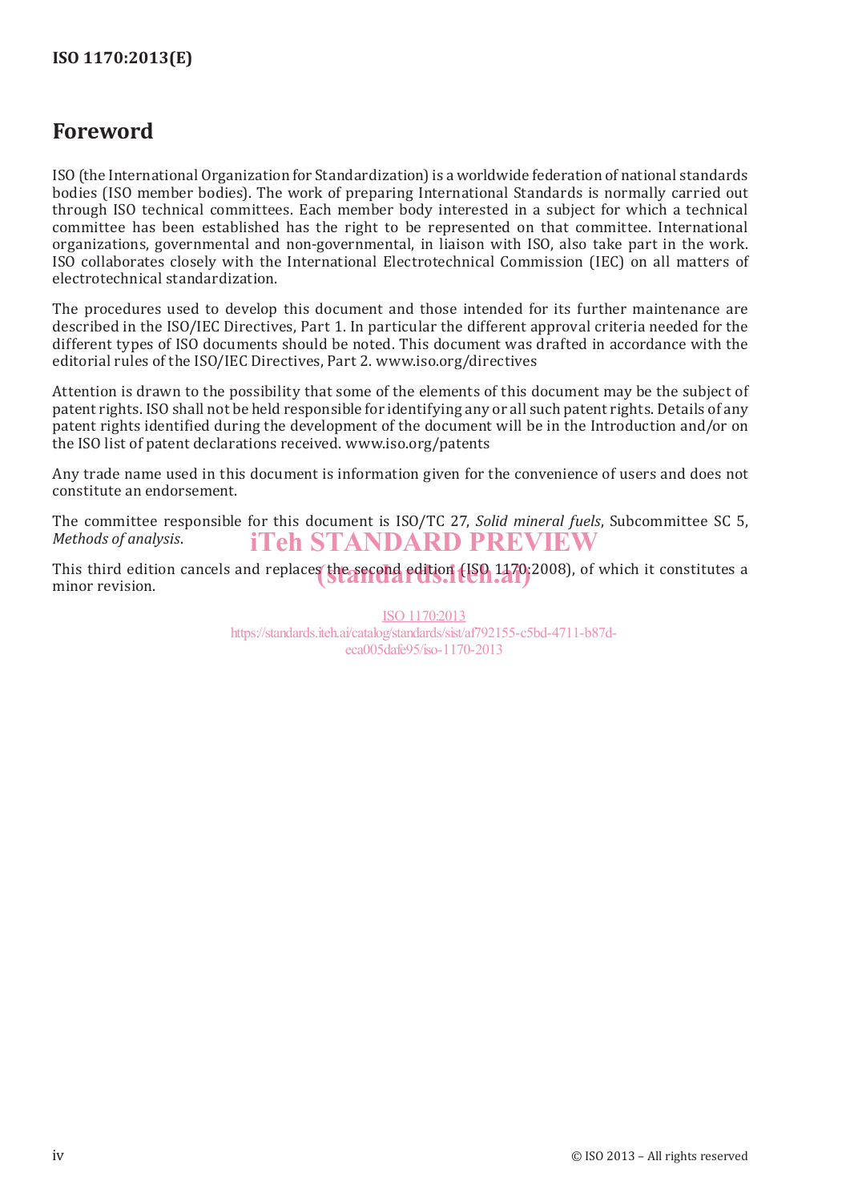# Foreword

ISO (the International Organization for Standardization) is a worldwide federation of national standards bodies (ISO member bodies). The work of preparing International Standards is normally carried out through ISO technical committees. Each member body interested in a subject for which a technical committee has been established has the right to be represented on that committee. International organizations, governmental and non-governmental, in liaison with ISO, also take part in the work. ISO collaborates closely with the International Electrotechnical Commission (IEC) on all matters of electrotechnical standardization.

The procedures used to develop this document and those intended for its further maintenance are described in the ISO/IEC Directives, Part 1. In particular the different approval criteria needed for the different types of ISO documents should be noted. This document was drafted in accordance with the editorial rules of the ISO/IEC Directives, Part 2. www.iso.org/directives

Attention is drawn to the possibility that some of the elements of this document may be the subject of patent rights. ISO shall not be held responsible for identifying any or all such patent rights. Details of any patent rights identified during the development of the document will be in the Introduction and/or on the ISO list of patent declarations received. www.iso.org/patents

Any trade name used in this document is information given for the convenience of users and does not constitute an endorsement.

The committee responsible for this document is ISO/TC 27, *Solid mineral fuels*, Subcommittee SC 5, *Methods of analysis*.

This third edition cancels and replaces the second edition (ISO 1170:2008), of which it constitutes a minor revision.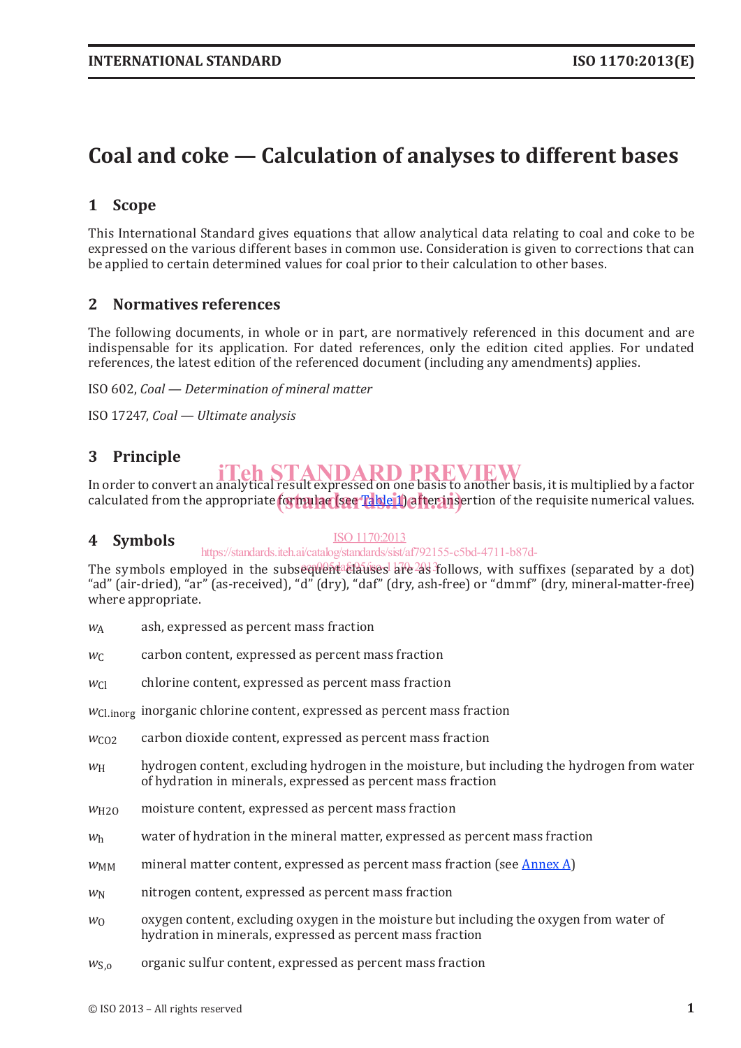# Coal and coke — Calculation of analyses to different bases

## 1 Scope

This International Standard gives equations that allow analytical data relating to coal and coke to be expressed on the various different bases in common use. Consideration is given to corrections that can be applied to certain determined values for coal prior to their calculation to other bases.

## 2 Normatives references

The following documents, in whole or in part, are normatively referenced in this document and are indispensable for its application. For dated references, only the edition cited applies. For undated references, the latest edition of the referenced document (including any amendments) applies.

ISO 602, *Coal — Determination of mineral matter*

ISO 17247, *Coal — Ultimate analysis*

## 3 Principle

In order to convert an analytical result expressed on one basis to another basis, it is multiplied by a factor calculated from the appropriate formulae (see Table 1) after insertion of the requisite numerical values.

## 4 Symbols

The symbols employed in the subsequent clauses are as follows, with suffixes (separated by a dot) "ad" (air-dried), "ar" (as-received), "d" (dry), "daf" (dry, ash-free) or "dmmf" (dry, mineral-matter-free) where appropriate.

$w_A$ ash, expressed as percent mass fraction

$w_C$ carbon content, expressed as percent mass fraction

$w_{Cl}$ chlorine content, expressed as percent mass fraction

$w_{Cl.inorg}$ inorganic chlorine content, expressed as percent mass fraction

$w_{CO2}$ carbon dioxide content, expressed as percent mass fraction

$w_H$ hydrogen content, excluding hydrogen in the moisture, but including the hydrogen from water of hydration in minerals, expressed as percent mass fraction

$w_{H2O}$ moisture content, expressed as percent mass fraction

$w_h$ water of hydration in the mineral matter, expressed as percent mass fraction

$w_{MM}$ mineral matter content, expressed as percent mass fraction (see Annex A)

$w_N$ nitrogen content, expressed as percent mass fraction

$w_O$ oxygen content, excluding oxygen in the moisture but including the oxygen from water of hydration in minerals, expressed as percent mass fraction

$w_{S,o}$ organic sulfur content, expressed as percent mass fraction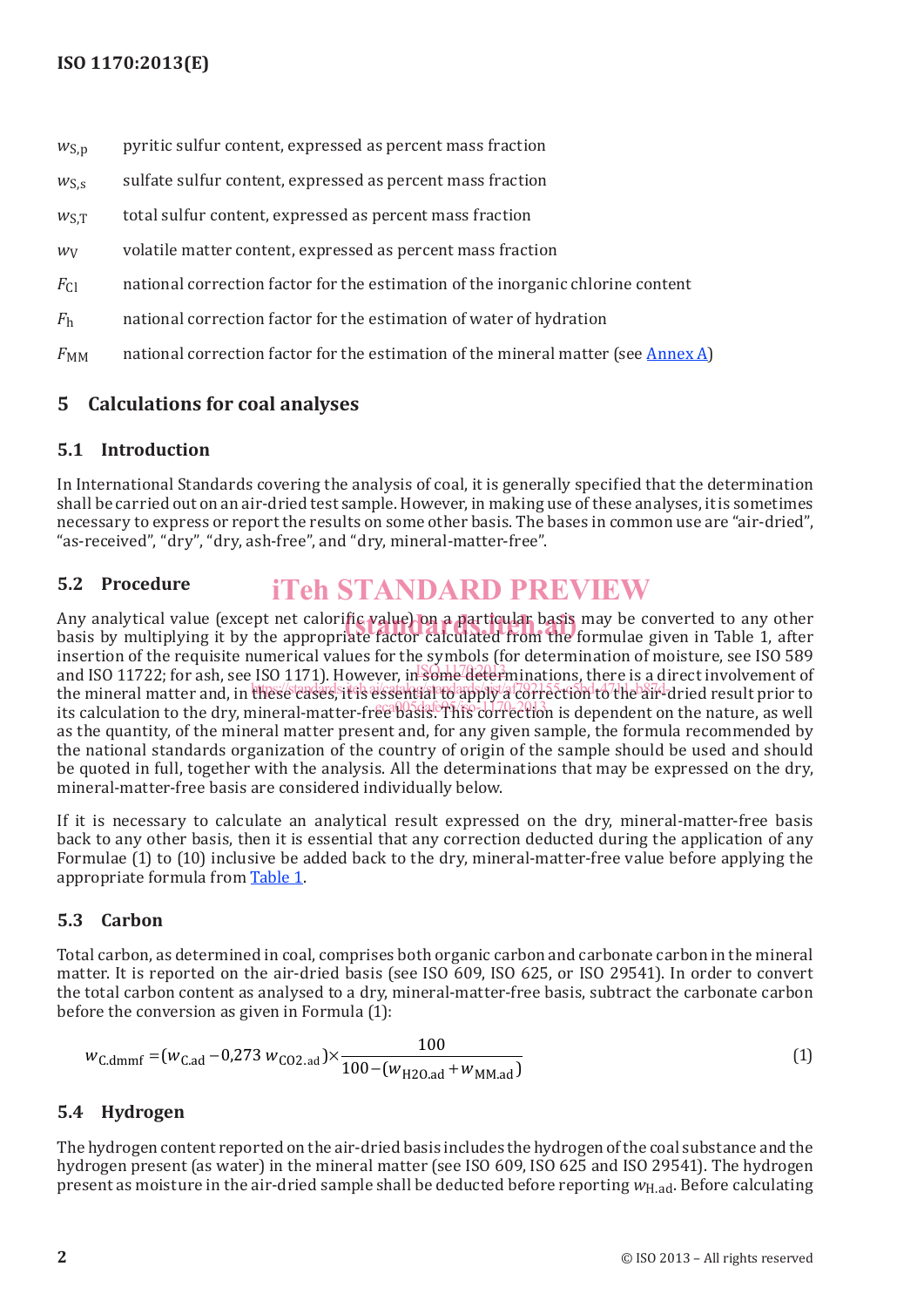$w_{S,p}$ pyritic sulfur content, expressed as percent mass fraction

$w_{S,s}$ sulfate sulfur content, expressed as percent mass fraction

$w_{S,T}$ total sulfur content, expressed as percent mass fraction

$w_V$ volatile matter content, expressed as percent mass fraction

$F_{Cl}$ national correction factor for the estimation of the inorganic chlorine content

$F_h$ national correction factor for the estimation of water of hydration

$F_{MM}$ national correction factor for the estimation of the mineral matter (see Annex A)

## 5 Calculations for coal analyses

### 5.1 Introduction

In International Standards covering the analysis of coal, it is generally specified that the determination shall be carried out on an air-dried test sample. However, in making use of these analyses, it is sometimes necessary to express or report the results on some other basis. The bases in common use are "air-dried", "as-received", "dry", "dry, ash-free", and "dry, mineral-matter-free".

### 5.2 Procedure

Any analytical value (except net calorific value) on a particular basis may be converted to any other basis by multiplying it by the appropriate factor calculated from the formulae given in Table 1, after insertion of the requisite numerical values for the symbols (for determination of moisture, see ISO 589 and ISO 11722; for ash, see ISO 1171). However, in some determinations, there is a direct involvement of the mineral matter and, in these cases, it is essential to apply a correction to the air-dried result prior to its calculation to the dry, mineral-matter-free basis. This correction is dependent on the nature, as well as the quantity, of the mineral matter present and, for any given sample, the formula recommended by the national standards organization of the country of origin of the sample should be used and should be quoted in full, together with the analysis. All the determinations that may be expressed on the dry, mineral-matter-free basis are considered individually below.

If it is necessary to calculate an analytical result expressed on the dry, mineral-matter-free basis back to any other basis, then it is essential that any correction deducted during the application of any Formulae (1) to (10) inclusive be added back to the dry, mineral-matter-free value before applying the appropriate formula from Table 1.

### 5.3 Carbon

Total carbon, as determined in coal, comprises both organic carbon and carbonate carbon in the mineral matter. It is reported on the air-dried basis (see ISO 609, ISO 625, or ISO 29541). In order to convert the total carbon content as analysed to a dry, mineral-matter-free basis, subtract the carbonate carbon before the conversion as given in Formula (1):

$$w_{C.dmmf} = (w_{C.ad} - 0{,}273\, w_{CO2.ad}) \times \frac{100}{100 - (w_{H2O.ad} + w_{MM.ad})} \tag{1}$$

### 5.4 Hydrogen

The hydrogen content reported on the air-dried basis includes the hydrogen of the coal substance and the hydrogen present (as water) in the mineral matter (see ISO 609, ISO 625 and ISO 29541). The hydrogen present as moisture in the air-dried sample shall be deducted before reporting $w_{H.ad}$. Before calculating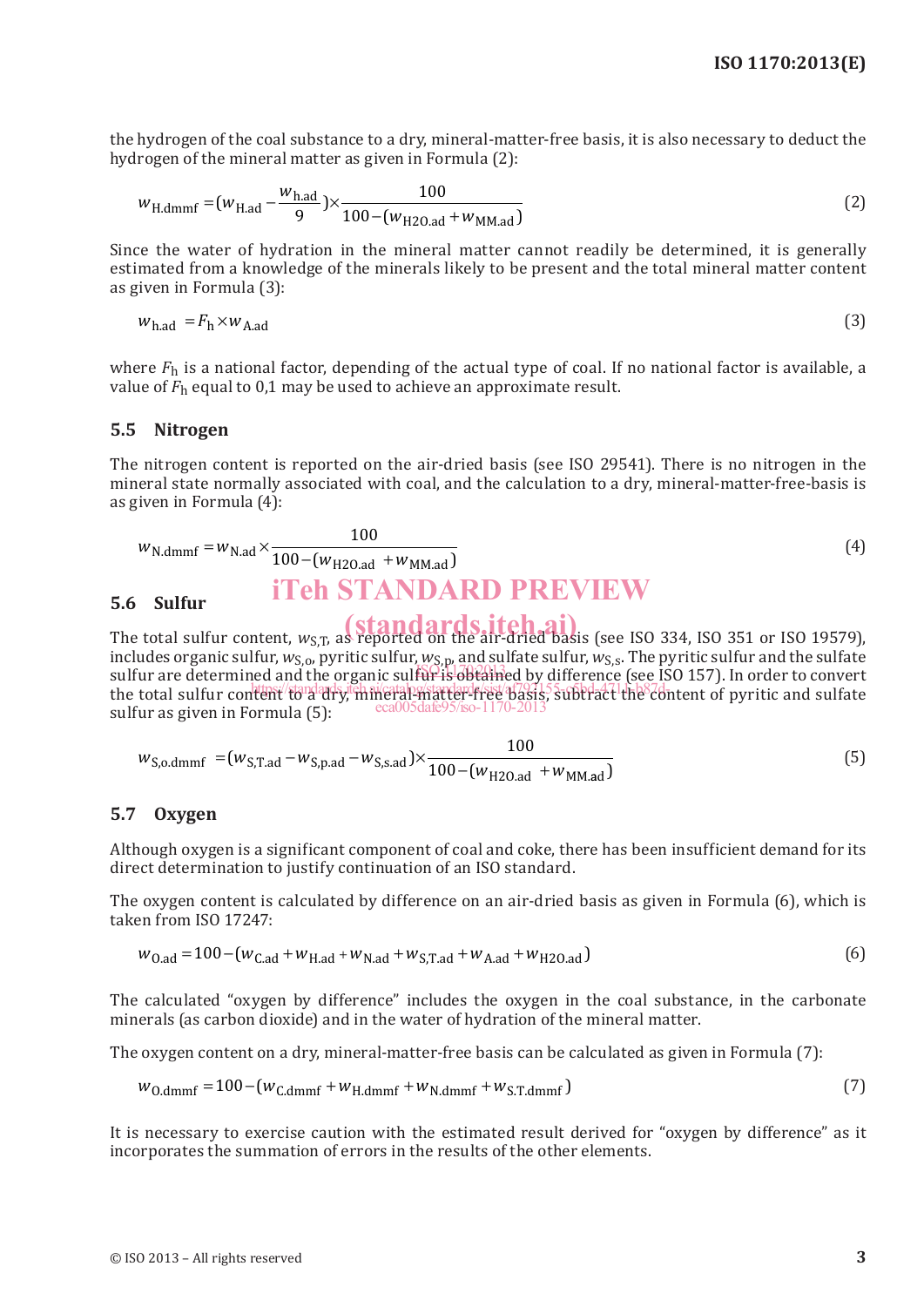the hydrogen of the coal substance to a dry, mineral-matter-free basis, it is also necessary to deduct the hydrogen of the mineral matter as given in Formula (2):

$$w_{\text{H.dmmf}} = (w_{\text{H.ad}} - \frac{w_{\text{h.ad}}}{9}) \times \frac{100}{100 - (w_{\text{H2O.ad}} + w_{\text{MM.ad}})} \quad (2)$$

Since the water of hydration in the mineral matter cannot readily be determined, it is generally estimated from a knowledge of the minerals likely to be present and the total mineral matter content as given in Formula (3):

$$w_{\text{h.ad}} = F_{\text{h}} \times w_{\text{A.ad}} \quad (3)$$

where $F_h$ is a national factor, depending of the actual type of coal. If no national factor is available, a value of $F_h$ equal to 0,1 may be used to achieve an approximate result.

### 5.5 Nitrogen

The nitrogen content is reported on the air-dried basis (see ISO 29541). There is no nitrogen in the mineral state normally associated with coal, and the calculation to a dry, mineral-matter-free-basis is as given in Formula (4):

$$w_{\text{N.dmmf}} = w_{\text{N.ad}} \times \frac{100}{100 - (w_{\text{H2O.ad}} + w_{\text{MM.ad}})} \quad (4)$$

### 5.6 Sulfur

The total sulfur content, $w_{\text{S,T}}$, as reported on the air-dried basis (see ISO 334, ISO 351 or ISO 19579), includes organic sulfur, $w_{\text{S,o}}$, pyritic sulfur, $w_{\text{S,p}}$ and sulfate sulfur, $w_{\text{S,s}}$. The pyritic sulfur and the sulfate sulfur are determined and the organic sulfur is obtained by difference (see ISO 157). In order to convert the total sulfur content to a dry, mineral-matter-free basis, subtract the content of pyritic and sulfate sulfur as given in Formula (5):

$$w_{\text{S,o.dmmf}} = (w_{\text{S,T.ad}} - w_{\text{S,p.ad}} - w_{\text{S,s.ad}}) \times \frac{100}{100 - (w_{\text{H2O.ad}} + w_{\text{MM.ad}})} \quad (5)$$

### 5.7 Oxygen

Although oxygen is a significant component of coal and coke, there has been insufficient demand for its direct determination to justify continuation of an ISO standard.

The oxygen content is calculated by difference on an air-dried basis as given in Formula (6), which is taken from ISO 17247:

$$w_{\text{O.ad}} = 100 - (w_{\text{C.ad}} + w_{\text{H.ad}} + w_{\text{N.ad}} + w_{\text{S,T.ad}} + w_{\text{A.ad}} + w_{\text{H2O.ad}}) \quad (6)$$

The calculated "oxygen by difference" includes the oxygen in the coal substance, in the carbonate minerals (as carbon dioxide) and in the water of hydration of the mineral matter.

The oxygen content on a dry, mineral-matter-free basis can be calculated as given in Formula (7):

$$w_{\text{O.dmmf}} = 100 - (w_{\text{C.dmmf}} + w_{\text{H.dmmf}} + w_{\text{N.dmmf}} + w_{\text{S.T.dmmf}}) \quad (7)$$

It is necessary to exercise caution with the estimated result derived for "oxygen by difference" as it incorporates the summation of errors in the results of the other elements.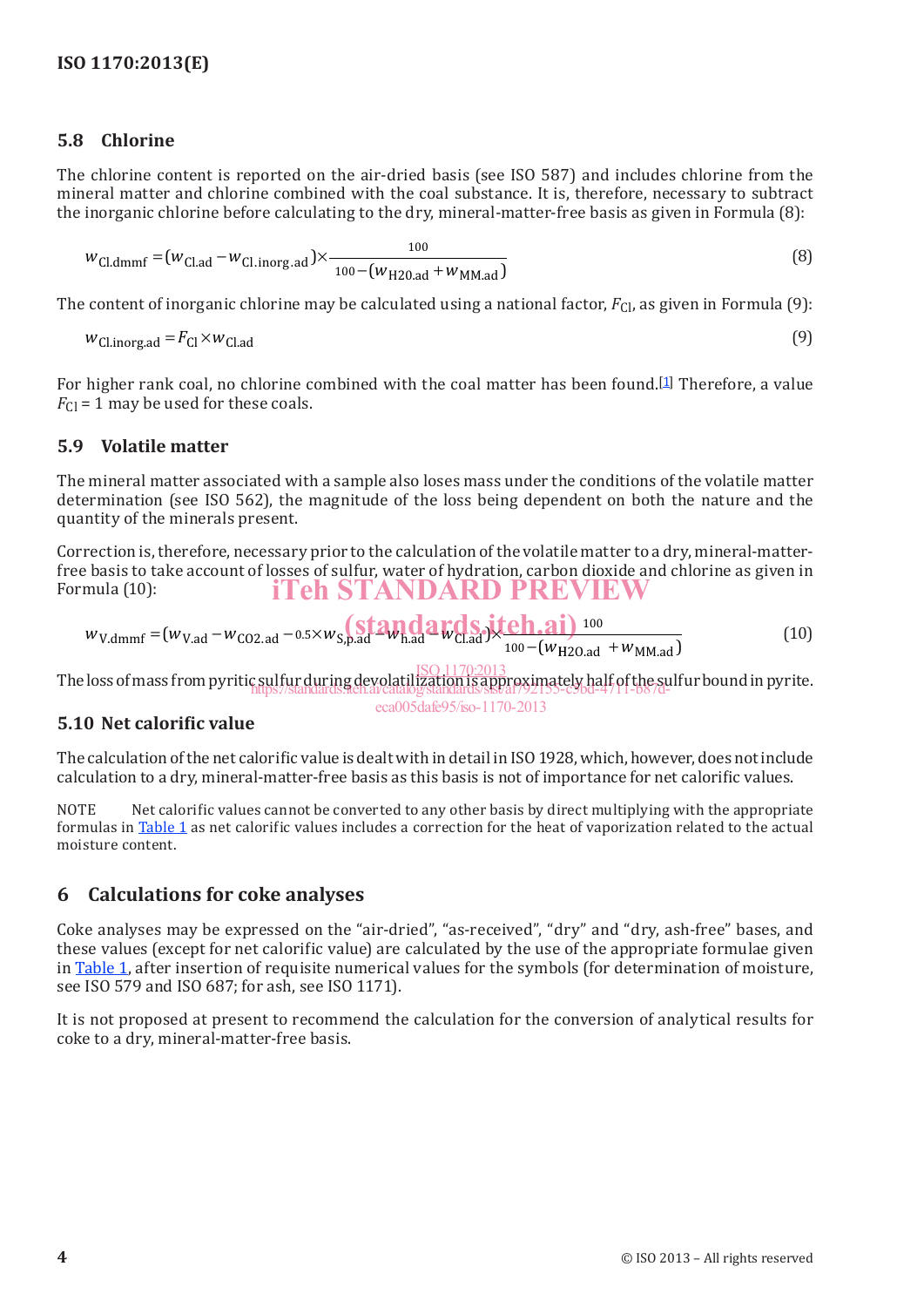### 5.8 Chlorine

The chlorine content is reported on the air-dried basis (see ISO 587) and includes chlorine from the mineral matter and chlorine combined with the coal substance. It is, therefore, necessary to subtract the inorganic chlorine before calculating to the dry, mineral-matter-free basis as given in Formula (8):

$$w_{\text{Cl.dmmf}} = (w_{\text{Cl.ad}} - w_{\text{Cl.inorg.ad}}) \times \frac{100}{100 - (w_{\text{H2O.ad}} + w_{\text{MM.ad}})} \tag{8}$$

The content of inorganic chlorine may be calculated using a national factor, $F_{\text{Cl}}$, as given in Formula (9):

$$w_{\text{Cl.inorg.ad}} = F_{\text{Cl}} \times w_{\text{Cl.ad}} \tag{9}$$

For higher rank coal, no chlorine combined with the coal matter has been found.[1] Therefore, a value $F_{\text{Cl}} = 1$ may be used for these coals.

### 5.9 Volatile matter

The mineral matter associated with a sample also loses mass under the conditions of the volatile matter determination (see ISO 562), the magnitude of the loss being dependent on both the nature and the quantity of the minerals present.

Correction is, therefore, necessary prior to the calculation of the volatile matter to a dry, mineral-matter-free basis to take account of losses of sulfur, water of hydration, carbon dioxide and chlorine as given in Formula (10):

$$w_{\text{V.dmmf}} = (w_{\text{V.ad}} - w_{\text{CO2.ad}} - 0.5 \times w_{\text{S,p.ad}} - w_{\text{h.ad}} - w_{\text{Cl.ad}}) \times \frac{100}{100 - (w_{\text{H2O.ad}} + w_{\text{MM.ad}})} \tag{10}$$

The loss of mass from pyritic sulfur during devolatilization is approximately half of the sulfur bound in pyrite.

### 5.10 Net calorific value

The calculation of the net calorific value is dealt with in detail in ISO 1928, which, however, does not include calculation to a dry, mineral-matter-free basis as this basis is not of importance for net calorific values.

NOTE Net calorific values cannot be converted to any other basis by direct multiplying with the appropriate formulas in Table 1 as net calorific values includes a correction for the heat of vaporization related to the actual moisture content.

## 6 Calculations for coke analyses

Coke analyses may be expressed on the "air-dried", "as-received", "dry" and "dry, ash-free" bases, and these values (except for net calorific value) are calculated by the use of the appropriate formulae given in Table 1, after insertion of requisite numerical values for the symbols (for determination of moisture, see ISO 579 and ISO 687; for ash, see ISO 1171).

It is not proposed at present to recommend the calculation for the conversion of analytical results for coke to a dry, mineral-matter-free basis.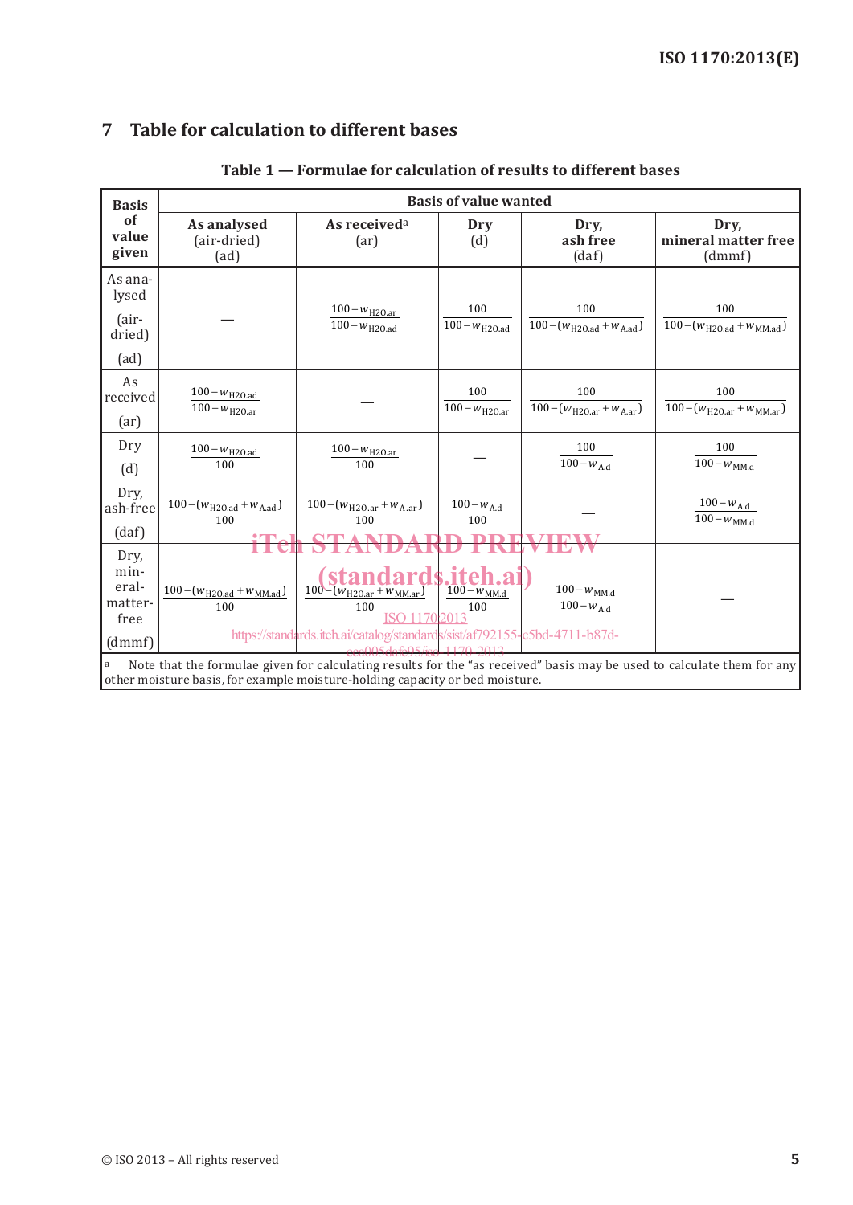## 7 Table for calculation to different bases

**Table 1 — Formulae for calculation of results to different bases**

| Basis of value given | Basis of value wanted | | | | |
|---|---|---|---|---|---|
| | **As analysed** (air-dried) (ad) | **As received**[a] (ar) | **Dry** (d) | **Dry, ash free** (daf) | **Dry, mineral matter free** (dmmf) |
| As analysed (air-dried) (ad) | — | $\frac{100-w_{H2O.ar}}{100-w_{H2O.ad}}$ | $\frac{100}{100-w_{H2O.ad}}$ | $\frac{100}{100-(w_{H2O.ad}+w_{A.ad})}$ | $\frac{100}{100-(w_{H2O.ad}+w_{MM.ad})}$ |
| As received (ar) | $\frac{100-w_{H2O.ad}}{100-w_{H2O.ar}}$ | — | $\frac{100}{100-w_{H2O.ar}}$ | $\frac{100}{100-(w_{H2O.ar}+w_{A.ar})}$ | $\frac{100}{100-(w_{H2O.ar}+w_{MM.ar})}$ |
| Dry (d) | $\frac{100-w_{H2O.ad}}{100}$ | $\frac{100-w_{H2O.ar}}{100}$ | — | $\frac{100}{100-w_{A.d}}$ | $\frac{100}{100-w_{MM.d}}$ |
| Dry, ash-free (daf) | $\frac{100-(w_{H2O.ad}+w_{A.ad})}{100}$ | $\frac{100-(w_{H2O.ar}+w_{A.ar})}{100}$ | $\frac{100-w_{A.d}}{100}$ | — | $\frac{100-w_{A.d}}{100-w_{MM.d}}$ |
| Dry, mineral-matter-free (dmmf) | $\frac{100-(w_{H2O.ad}+w_{MM.ad})}{100}$ | $\frac{100-(w_{H2O.ar}+w_{MM.ar})}{100}$ | $\frac{100-w_{MM.d}}{100}$ | $\frac{100-w_{MM.d}}{100-w_{A.d}}$ | — |

[a] Note that the formulae given for calculating results for the "as received" basis may be used to calculate them for any other moisture basis, for example moisture-holding capacity or bed moisture.